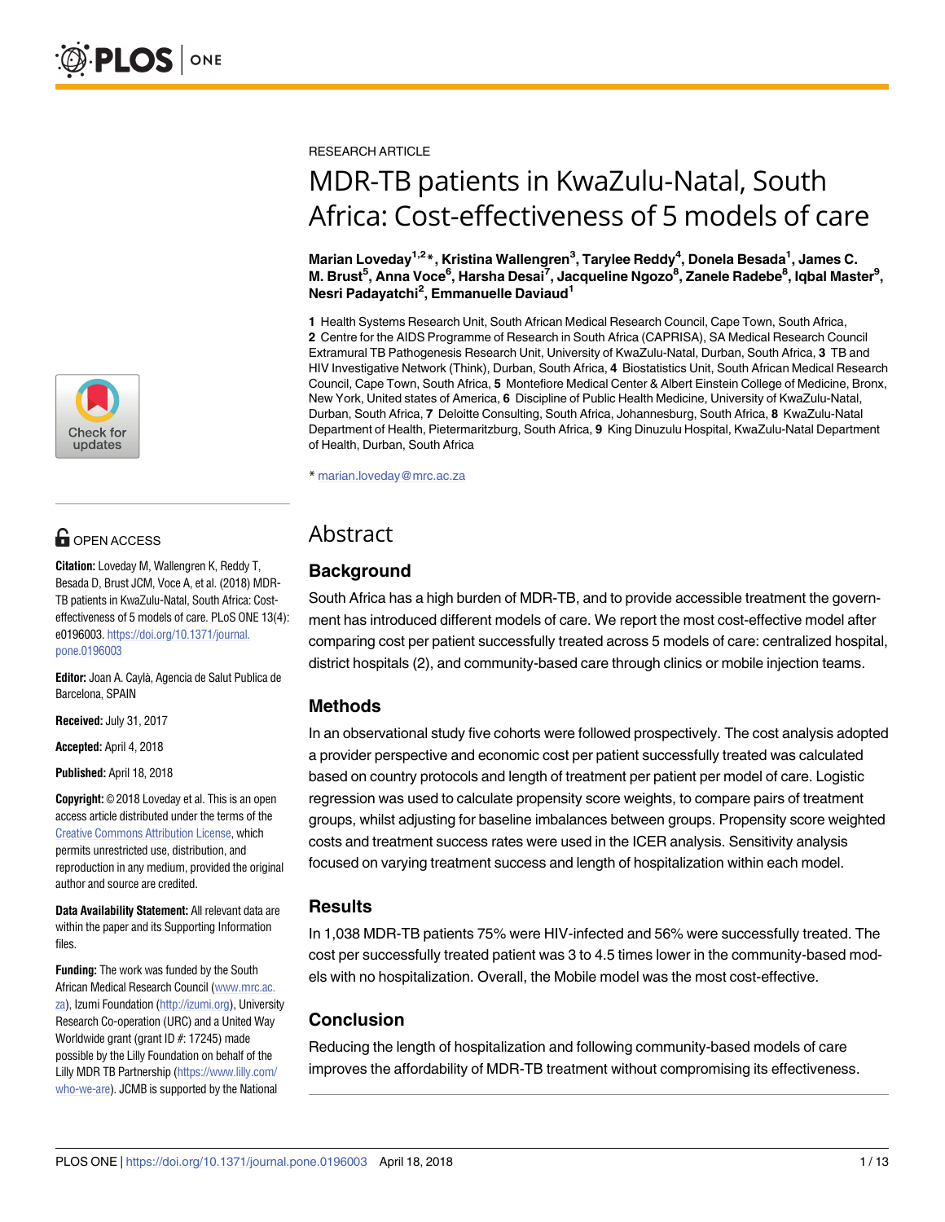RESEARCH ARTICLE

# MDR-TB patients in KwaZulu-Natal, South Africa: Cost-effectiveness of 5 models of care

**Marian Loveday[1,2]*, Kristina Wallengren[3], Tarylee Reddy[4], Donela Besada[1], James C. M. Brust[5], Anna Voce[6], Harsha Desai[7], Jacqueline Ngozo[8], Zanele Radebe[8], Iqbal Master[9], Nesri Padayatchi[2], Emmanuelle Daviaud[1]**

**1** Health Systems Research Unit, South African Medical Research Council, Cape Town, South Africa, **2** Centre for the AIDS Programme of Research in South Africa (CAPRISA), SA Medical Research Council Extramural TB Pathogenesis Research Unit, University of KwaZulu-Natal, Durban, South Africa, **3** TB and HIV Investigative Network (Think), Durban, South Africa, **4** Biostatistics Unit, South African Medical Research Council, Cape Town, South Africa, **5** Montefiore Medical Center & Albert Einstein College of Medicine, Bronx, New York, United states of America, **6** Discipline of Public Health Medicine, University of KwaZulu-Natal, Durban, South Africa, **7** Deloitte Consulting, South Africa, Johannesburg, South Africa, **8** KwaZulu-Natal Department of Health, Pietermaritzburg, South Africa, **9** King Dinuzulu Hospital, KwaZulu-Natal Department of Health, Durban, South Africa

* marian.loveday@mrc.ac.za

OPEN ACCESS

**Citation:** Loveday M, Wallengren K, Reddy T, Besada D, Brust JCM, Voce A, et al. (2018) MDR-TB patients in KwaZulu-Natal, South Africa: Cost-effectiveness of 5 models of care. PLoS ONE 13(4): e0196003. https://doi.org/10.1371/journal.pone.0196003

**Editor:** Joan A. Caylà, Agencia de Salut Publica de Barcelona, SPAIN

**Received:** July 31, 2017

**Accepted:** April 4, 2018

**Published:** April 18, 2018

**Copyright:** © 2018 Loveday et al. This is an open access article distributed under the terms of the Creative Commons Attribution License, which permits unrestricted use, distribution, and reproduction in any medium, provided the original author and source are credited.

**Data Availability Statement:** All relevant data are within the paper and its Supporting Information files.

**Funding:** The work was funded by the South African Medical Research Council (www.mrc.ac.za), Izumi Foundation (http://izumi.org), University Research Co-operation (URC) and a United Way Worldwide grant (grant ID #: 17245) made possible by the Lilly Foundation on behalf of the Lilly MDR TB Partnership (https://www.lilly.com/who-we-are). JCMB is supported by the National

## Abstract

### Background

South Africa has a high burden of MDR-TB, and to provide accessible treatment the government has introduced different models of care. We report the most cost-effective model after comparing cost per patient successfully treated across 5 models of care: centralized hospital, district hospitals (2), and community-based care through clinics or mobile injection teams.

### Methods

In an observational study five cohorts were followed prospectively. The cost analysis adopted a provider perspective and economic cost per patient successfully treated was calculated based on country protocols and length of treatment per patient per model of care. Logistic regression was used to calculate propensity score weights, to compare pairs of treatment groups, whilst adjusting for baseline imbalances between groups. Propensity score weighted costs and treatment success rates were used in the ICER analysis. Sensitivity analysis focused on varying treatment success and length of hospitalization within each model.

### Results

In 1,038 MDR-TB patients 75% were HIV-infected and 56% were successfully treated. The cost per successfully treated patient was 3 to 4.5 times lower in the community-based models with no hospitalization. Overall, the Mobile model was the most cost-effective.

### Conclusion

Reducing the length of hospitalization and following community-based models of care improves the affordability of MDR-TB treatment without compromising its effectiveness.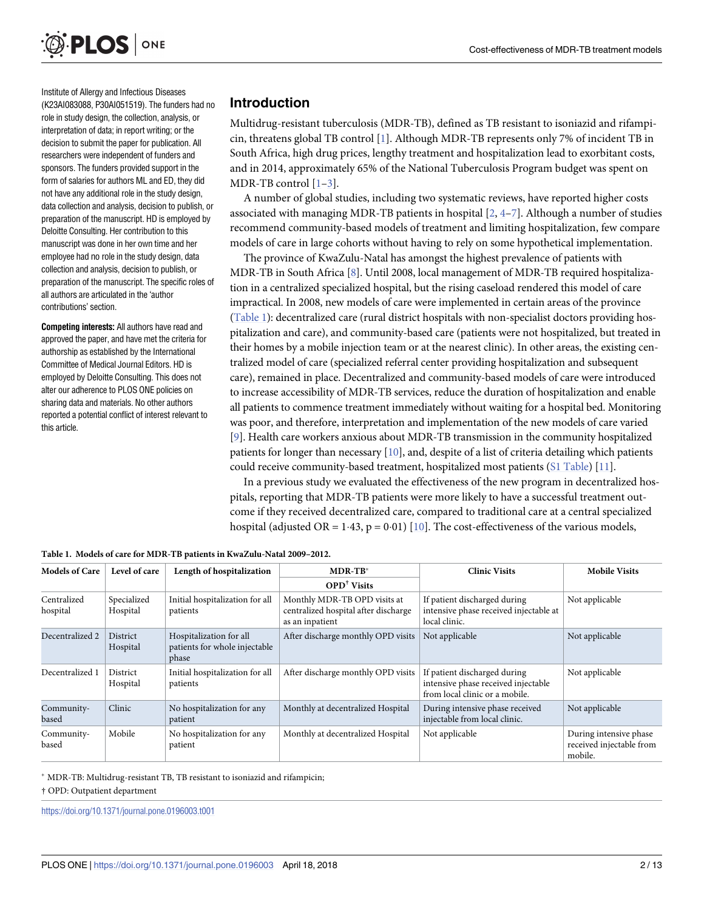Institute of Allergy and Infectious Diseases (K23AI083088, P30AI051519). The funders had no role in study design, the collection, analysis, or interpretation of data; in report writing; or the decision to submit the paper for publication. All researchers were independent of funders and sponsors. The funders provided support in the form of salaries for authors ML and ED, they did not have any additional role in the study design, data collection and analysis, decision to publish, or preparation of the manuscript. HD is employed by Deloitte Consulting. Her contribution to this manuscript was done in her own time and her employee had no role in the study design, data collection and analysis, decision to publish, or preparation of the manuscript. The specific roles of all authors are articulated in the 'author contributions' section.

**Competing interests:** All authors have read and approved the paper, and have met the criteria for authorship as established by the International Committee of Medical Journal Editors. HD is employed by Deloitte Consulting. This does not alter our adherence to PLOS ONE policies on sharing data and materials. No other authors reported a potential conflict of interest relevant to this article.

## Introduction

Multidrug-resistant tuberculosis (MDR-TB), defined as TB resistant to isoniazid and rifampicin, threatens global TB control [1]. Although MDR-TB represents only 7% of incident TB in South Africa, high drug prices, lengthy treatment and hospitalization lead to exorbitant costs, and in 2014, approximately 65% of the National Tuberculosis Program budget was spent on MDR-TB control [1–3].

A number of global studies, including two systematic reviews, have reported higher costs associated with managing MDR-TB patients in hospital [2, 4–7]. Although a number of studies recommend community-based models of treatment and limiting hospitalization, few compare models of care in large cohorts without having to rely on some hypothetical implementation.

The province of KwaZulu-Natal has amongst the highest prevalence of patients with MDR-TB in South Africa [8]. Until 2008, local management of MDR-TB required hospitalization in a centralized specialized hospital, but the rising caseload rendered this model of care impractical. In 2008, new models of care were implemented in certain areas of the province (Table 1): decentralized care (rural district hospitals with non-specialist doctors providing hospitalization and care), and community-based care (patients were not hospitalized, but treated in their homes by a mobile injection team or at the nearest clinic). In other areas, the existing centralized model of care (specialized referral center providing hospitalization and subsequent care), remained in place. Decentralized and community-based models of care were introduced to increase accessibility of MDR-TB services, reduce the duration of hospitalization and enable all patients to commence treatment immediately without waiting for a hospital bed. Monitoring was poor, and therefore, interpretation and implementation of the new models of care varied [9]. Health care workers anxious about MDR-TB transmission in the community hospitalized patients for longer than necessary [10], and, despite of a list of criteria detailing which patients could receive community-based treatment, hospitalized most patients (S1 Table) [11].

In a previous study we evaluated the effectiveness of the new program in decentralized hospitals, reporting that MDR-TB patients were more likely to have a successful treatment outcome if they received decentralized care, compared to traditional care at a central specialized hospital (adjusted OR = 1·43, p = 0·01) [10]. The cost-effectiveness of the various models,

**Table 1. Models of care for MDR-TB patients in KwaZulu-Natal 2009–2012.**

| Models of Care | Level of care | Length of hospitalization | MDR-TB* OPD† Visits | Clinic Visits | Mobile Visits |
|---|---|---|---|---|---|
| Centralized hospital | Specialized Hospital | Initial hospitalization for all patients | Monthly MDR-TB OPD visits at centralized hospital after discharge as an inpatient | If patient discharged during intensive phase received injectable at local clinic. | Not applicable |
| Decentralized 2 | District Hospital | Hospitalization for all patients for whole injectable phase | After discharge monthly OPD visits | Not applicable | Not applicable |
| Decentralized 1 | District Hospital | Initial hospitalization for all patients | After discharge monthly OPD visits | If patient discharged during intensive phase received injectable from local clinic or a mobile. | Not applicable |
| Community-based | Clinic | No hospitalization for any patient | Monthly at decentralized Hospital | During intensive phase received injectable from local clinic. | Not applicable |
| Community-based | Mobile | No hospitalization for any patient | Monthly at decentralized Hospital | Not applicable | During intensive phase received injectable from mobile. |

* MDR-TB: Multidrug-resistant TB, TB resistant to isoniazid and rifampicin;

† OPD: Outpatient department

https://doi.org/10.1371/journal.pone.0196003.t001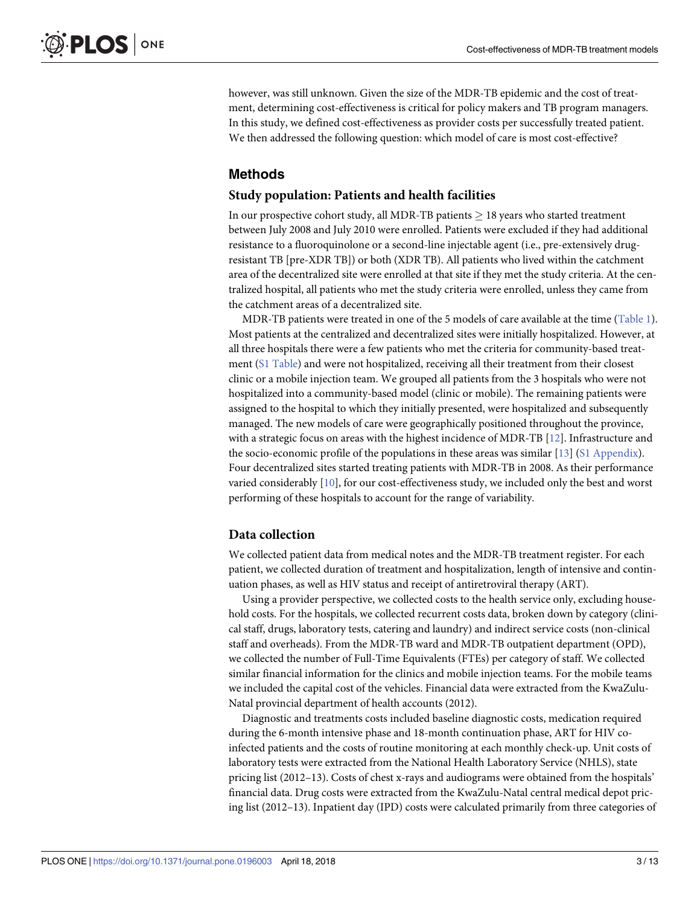however, was still unknown. Given the size of the MDR-TB epidemic and the cost of treatment, determining cost-effectiveness is critical for policy makers and TB program managers. In this study, we defined cost-effectiveness as provider costs per successfully treated patient. We then addressed the following question: which model of care is most cost-effective?

## Methods

### Study population: Patients and health facilities

In our prospective cohort study, all MDR-TB patients $\geq$ 18 years who started treatment between July 2008 and July 2010 were enrolled. Patients were excluded if they had additional resistance to a fluoroquinolone or a second-line injectable agent (i.e., pre-extensively drug-resistant TB [pre-XDR TB]) or both (XDR TB). All patients who lived within the catchment area of the decentralized site were enrolled at that site if they met the study criteria. At the centralized hospital, all patients who met the study criteria were enrolled, unless they came from the catchment areas of a decentralized site.

MDR-TB patients were treated in one of the 5 models of care available at the time (Table 1). Most patients at the centralized and decentralized sites were initially hospitalized. However, at all three hospitals there were a few patients who met the criteria for community-based treatment (S1 Table) and were not hospitalized, receiving all their treatment from their closest clinic or a mobile injection team. We grouped all patients from the 3 hospitals who were not hospitalized into a community-based model (clinic or mobile). The remaining patients were assigned to the hospital to which they initially presented, were hospitalized and subsequently managed. The new models of care were geographically positioned throughout the province, with a strategic focus on areas with the highest incidence of MDR-TB [12]. Infrastructure and the socio-economic profile of the populations in these areas was similar [13] (S1 Appendix). Four decentralized sites started treating patients with MDR-TB in 2008. As their performance varied considerably [10], for our cost-effectiveness study, we included only the best and worst performing of these hospitals to account for the range of variability.

### Data collection

We collected patient data from medical notes and the MDR-TB treatment register. For each patient, we collected duration of treatment and hospitalization, length of intensive and continuation phases, as well as HIV status and receipt of antiretroviral therapy (ART).

Using a provider perspective, we collected costs to the health service only, excluding household costs. For the hospitals, we collected recurrent costs data, broken down by category (clinical staff, drugs, laboratory tests, catering and laundry) and indirect service costs (non-clinical staff and overheads). From the MDR-TB ward and MDR-TB outpatient department (OPD), we collected the number of Full-Time Equivalents (FTEs) per category of staff. We collected similar financial information for the clinics and mobile injection teams. For the mobile teams we included the capital cost of the vehicles. Financial data were extracted from the KwaZulu-Natal provincial department of health accounts (2012).

Diagnostic and treatments costs included baseline diagnostic costs, medication required during the 6-month intensive phase and 18-month continuation phase, ART for HIV co-infected patients and the costs of routine monitoring at each monthly check-up. Unit costs of laboratory tests were extracted from the National Health Laboratory Service (NHLS), state pricing list (2012–13). Costs of chest x-rays and audiograms were obtained from the hospitals' financial data. Drug costs were extracted from the KwaZulu-Natal central medical depot pricing list (2012–13). Inpatient day (IPD) costs were calculated primarily from three categories of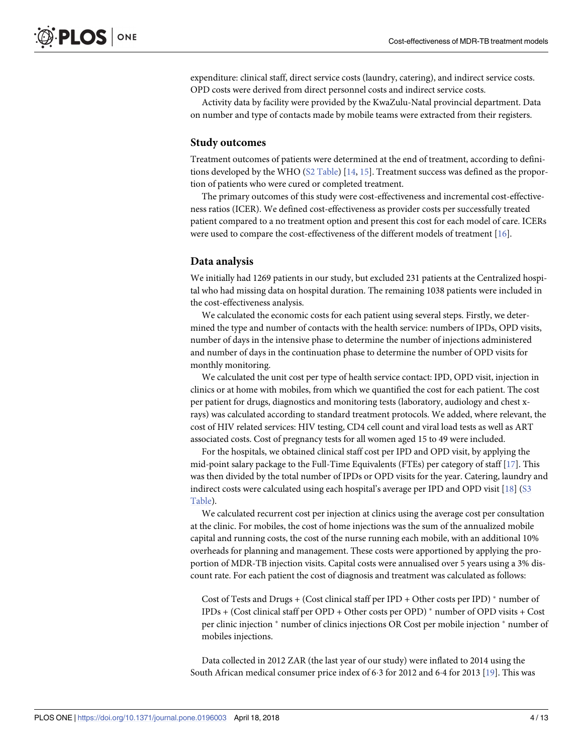expenditure: clinical staff, direct service costs (laundry, catering), and indirect service costs. OPD costs were derived from direct personnel costs and indirect service costs.

Activity data by facility were provided by the KwaZulu-Natal provincial department. Data on number and type of contacts made by mobile teams were extracted from their registers.

## Study outcomes

Treatment outcomes of patients were determined at the end of treatment, according to definitions developed by the WHO (S2 Table) [14, 15]. Treatment success was defined as the proportion of patients who were cured or completed treatment.

The primary outcomes of this study were cost-effectiveness and incremental cost-effectiveness ratios (ICER). We defined cost-effectiveness as provider costs per successfully treated patient compared to a no treatment option and present this cost for each model of care. ICERs were used to compare the cost-effectiveness of the different models of treatment [16].

## Data analysis

We initially had 1269 patients in our study, but excluded 231 patients at the Centralized hospital who had missing data on hospital duration. The remaining 1038 patients were included in the cost-effectiveness analysis.

We calculated the economic costs for each patient using several steps. Firstly, we determined the type and number of contacts with the health service: numbers of IPDs, OPD visits, number of days in the intensive phase to determine the number of injections administered and number of days in the continuation phase to determine the number of OPD visits for monthly monitoring.

We calculated the unit cost per type of health service contact: IPD, OPD visit, injection in clinics or at home with mobiles, from which we quantified the cost for each patient. The cost per patient for drugs, diagnostics and monitoring tests (laboratory, audiology and chest x-rays) was calculated according to standard treatment protocols. We added, where relevant, the cost of HIV related services: HIV testing, CD4 cell count and viral load tests as well as ART associated costs. Cost of pregnancy tests for all women aged 15 to 49 were included.

For the hospitals, we obtained clinical staff cost per IPD and OPD visit, by applying the mid-point salary package to the Full-Time Equivalents (FTEs) per category of staff [17]. This was then divided by the total number of IPDs or OPD visits for the year. Catering, laundry and indirect costs were calculated using each hospital's average per IPD and OPD visit [18] (S3 Table).

We calculated recurrent cost per injection at clinics using the average cost per consultation at the clinic. For mobiles, the cost of home injections was the sum of the annualized mobile capital and running costs, the cost of the nurse running each mobile, with an additional 10% overheads for planning and management. These costs were apportioned by applying the proportion of MDR-TB injection visits. Capital costs were annualised over 5 years using a 3% discount rate. For each patient the cost of diagnosis and treatment was calculated as follows:

> Cost of Tests and Drugs + (Cost clinical staff per IPD + Other costs per IPD) * number of IPDs + (Cost clinical staff per OPD + Other costs per OPD) * number of OPD visits + Cost per clinic injection * number of clinics injections OR Cost per mobile injection * number of mobiles injections.

Data collected in 2012 ZAR (the last year of our study) were inflated to 2014 using the South African medical consumer price index of 6·3 for 2012 and 6·4 for 2013 [19]. This was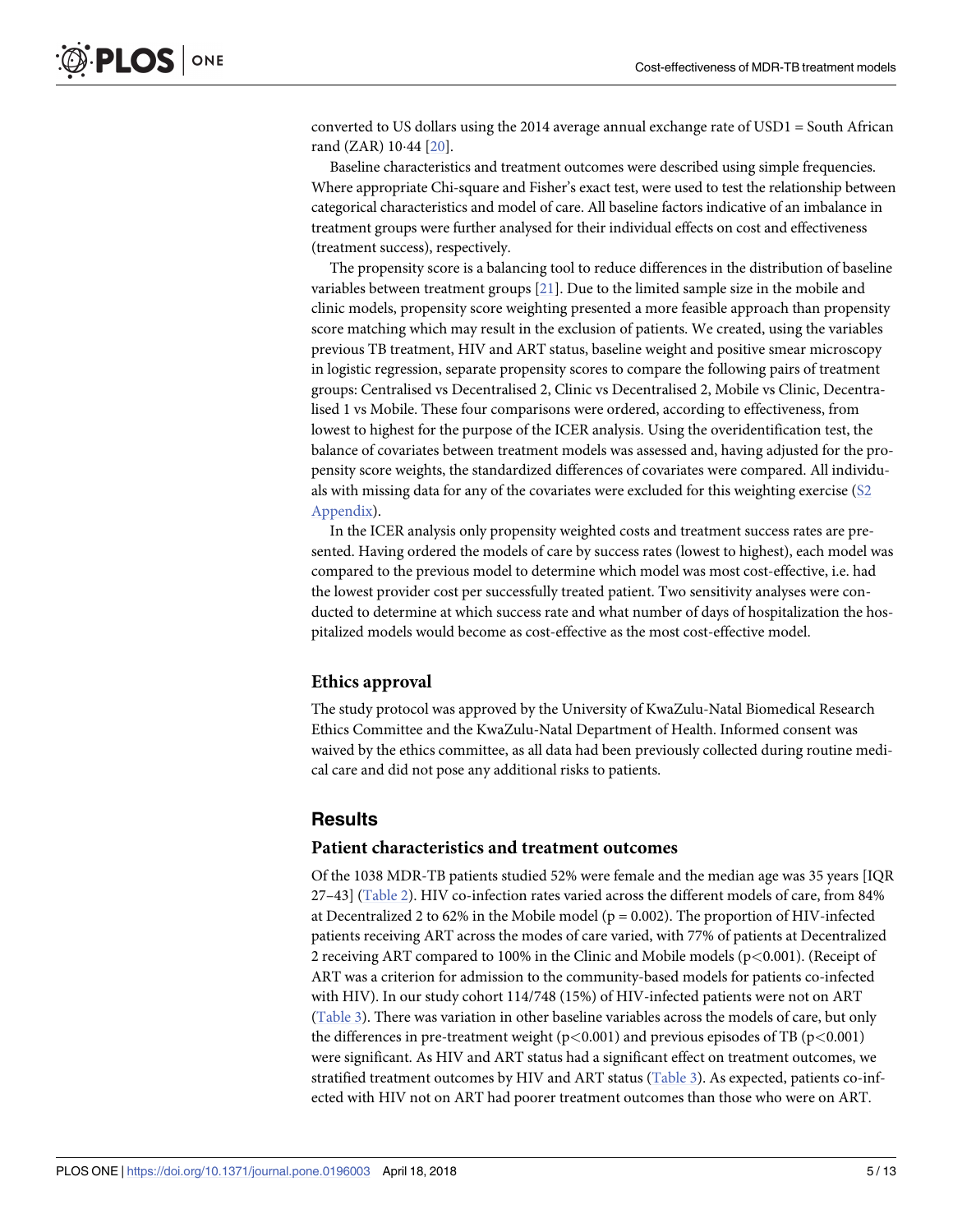converted to US dollars using the 2014 average annual exchange rate of USD1 = South African rand (ZAR) 10·44 [20].

Baseline characteristics and treatment outcomes were described using simple frequencies. Where appropriate Chi-square and Fisher's exact test, were used to test the relationship between categorical characteristics and model of care. All baseline factors indicative of an imbalance in treatment groups were further analysed for their individual effects on cost and effectiveness (treatment success), respectively.

The propensity score is a balancing tool to reduce differences in the distribution of baseline variables between treatment groups [21]. Due to the limited sample size in the mobile and clinic models, propensity score weighting presented a more feasible approach than propensity score matching which may result in the exclusion of patients. We created, using the variables previous TB treatment, HIV and ART status, baseline weight and positive smear microscopy in logistic regression, separate propensity scores to compare the following pairs of treatment groups: Centralised vs Decentralised 2, Clinic vs Decentralised 2, Mobile vs Clinic, Decentralised 1 vs Mobile. These four comparisons were ordered, according to effectiveness, from lowest to highest for the purpose of the ICER analysis. Using the overidentification test, the balance of covariates between treatment models was assessed and, having adjusted for the propensity score weights, the standardized differences of covariates were compared. All individuals with missing data for any of the covariates were excluded for this weighting exercise (S2 Appendix).

In the ICER analysis only propensity weighted costs and treatment success rates are presented. Having ordered the models of care by success rates (lowest to highest), each model was compared to the previous model to determine which model was most cost-effective, i.e. had the lowest provider cost per successfully treated patient. Two sensitivity analyses were conducted to determine at which success rate and what number of days of hospitalization the hospitalized models would become as cost-effective as the most cost-effective model.

## Ethics approval

The study protocol was approved by the University of KwaZulu-Natal Biomedical Research Ethics Committee and the KwaZulu-Natal Department of Health. Informed consent was waived by the ethics committee, as all data had been previously collected during routine medical care and did not pose any additional risks to patients.

# Results

## Patient characteristics and treatment outcomes

Of the 1038 MDR-TB patients studied 52% were female and the median age was 35 years [IQR 27–43] (Table 2). HIV co-infection rates varied across the different models of care, from 84% at Decentralized 2 to 62% in the Mobile model ($p = 0.002$). The proportion of HIV-infected patients receiving ART across the modes of care varied, with 77% of patients at Decentralized 2 receiving ART compared to 100% in the Clinic and Mobile models ($p<0.001$). (Receipt of ART was a criterion for admission to the community-based models for patients co-infected with HIV). In our study cohort 114/748 (15%) of HIV-infected patients were not on ART (Table 3). There was variation in other baseline variables across the models of care, but only the differences in pre-treatment weight ($p<0.001$) and previous episodes of TB ($p<0.001$) were significant. As HIV and ART status had a significant effect on treatment outcomes, we stratified treatment outcomes by HIV and ART status (Table 3). As expected, patients co-infected with HIV not on ART had poorer treatment outcomes than those who were on ART.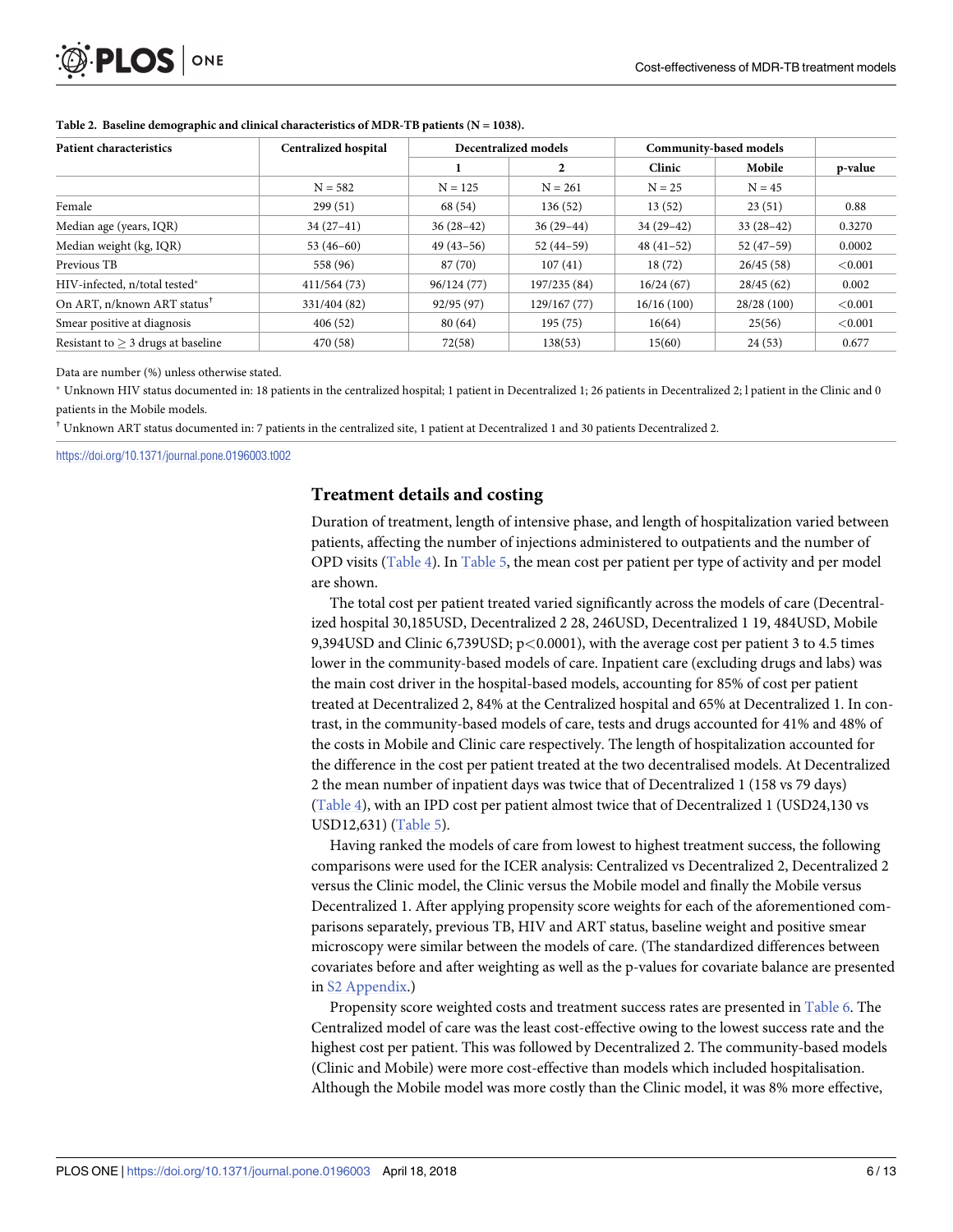**Table 2. Baseline demographic and clinical characteristics of MDR-TB patients (N = 1038).**

| Patient characteristics | Centralized hospital | Decentralized models | | Community-based models | | |
|---|---|---|---|---|---|---|
| | | 1 | 2 | Clinic | Mobile | p-value |
| | N = 582 | N = 125 | N = 261 | N = 25 | N = 45 | |
| Female | 299 (51) | 68 (54) | 136 (52) | 13 (52) | 23 (51) | 0.88 |
| Median age (years, IQR) | 34 (27–41) | 36 (28–42) | 36 (29–44) | 34 (29–42) | 33 (28–42) | 0.3270 |
| Median weight (kg, IQR) | 53 (46–60) | 49 (43–56) | 52 (44–59) | 48 (41–52) | 52 (47–59) | 0.0002 |
| Previous TB | 558 (96) | 87 (70) | 107 (41) | 18 (72) | 26/45 (58) | <0.001 |
| HIV-infected, n/total tested* | 411/564 (73) | 96/124 (77) | 197/235 (84) | 16/24 (67) | 28/45 (62) | 0.002 |
| On ART, n/known ART status† | 331/404 (82) | 92/95 (97) | 129/167 (77) | 16/16 (100) | 28/28 (100) | <0.001 |
| Smear positive at diagnosis | 406 (52) | 80 (64) | 195 (75) | 16(64) | 25(56) | <0.001 |
| Resistant to ≥ 3 drugs at baseline | 470 (58) | 72(58) | 138(53) | 15(60) | 24 (53) | 0.677 |

Data are number (%) unless otherwise stated.

* Unknown HIV status documented in: 18 patients in the centralized hospital; 1 patient in Decentralized 1; 26 patients in Decentralized 2; l patient in the Clinic and 0 patients in the Mobile models.

† Unknown ART status documented in: 7 patients in the centralized site, 1 patient at Decentralized 1 and 30 patients Decentralized 2.

https://doi.org/10.1371/journal.pone.0196003.t002

## Treatment details and costing

Duration of treatment, length of intensive phase, and length of hospitalization varied between patients, affecting the number of injections administered to outpatients and the number of OPD visits (Table 4). In Table 5, the mean cost per patient per type of activity and per model are shown.

The total cost per patient treated varied significantly across the models of care (Decentralized hospital 30,185USD, Decentralized 2 28, 246USD, Decentralized 1 19, 484USD, Mobile 9,394USD and Clinic 6,739USD; $p<0.0001$), with the average cost per patient 3 to 4.5 times lower in the community-based models of care. Inpatient care (excluding drugs and labs) was the main cost driver in the hospital-based models, accounting for 85% of cost per patient treated at Decentralized 2, 84% at the Centralized hospital and 65% at Decentralized 1. In contrast, in the community-based models of care, tests and drugs accounted for 41% and 48% of the costs in Mobile and Clinic care respectively. The length of hospitalization accounted for the difference in the cost per patient treated at the two decentralised models. At Decentralized 2 the mean number of inpatient days was twice that of Decentralized 1 (158 vs 79 days) (Table 4), with an IPD cost per patient almost twice that of Decentralized 1 (USD24,130 vs USD12,631) (Table 5).

Having ranked the models of care from lowest to highest treatment success, the following comparisons were used for the ICER analysis: Centralized vs Decentralized 2, Decentralized 2 versus the Clinic model, the Clinic versus the Mobile model and finally the Mobile versus Decentralized 1. After applying propensity score weights for each of the aforementioned comparisons separately, previous TB, HIV and ART status, baseline weight and positive smear microscopy were similar between the models of care. (The standardized differences between covariates before and after weighting as well as the p-values for covariate balance are presented in S2 Appendix.)

Propensity score weighted costs and treatment success rates are presented in Table 6. The Centralized model of care was the least cost-effective owing to the lowest success rate and the highest cost per patient. This was followed by Decentralized 2. The community-based models (Clinic and Mobile) were more cost-effective than models which included hospitalisation. Although the Mobile model was more costly than the Clinic model, it was 8% more effective,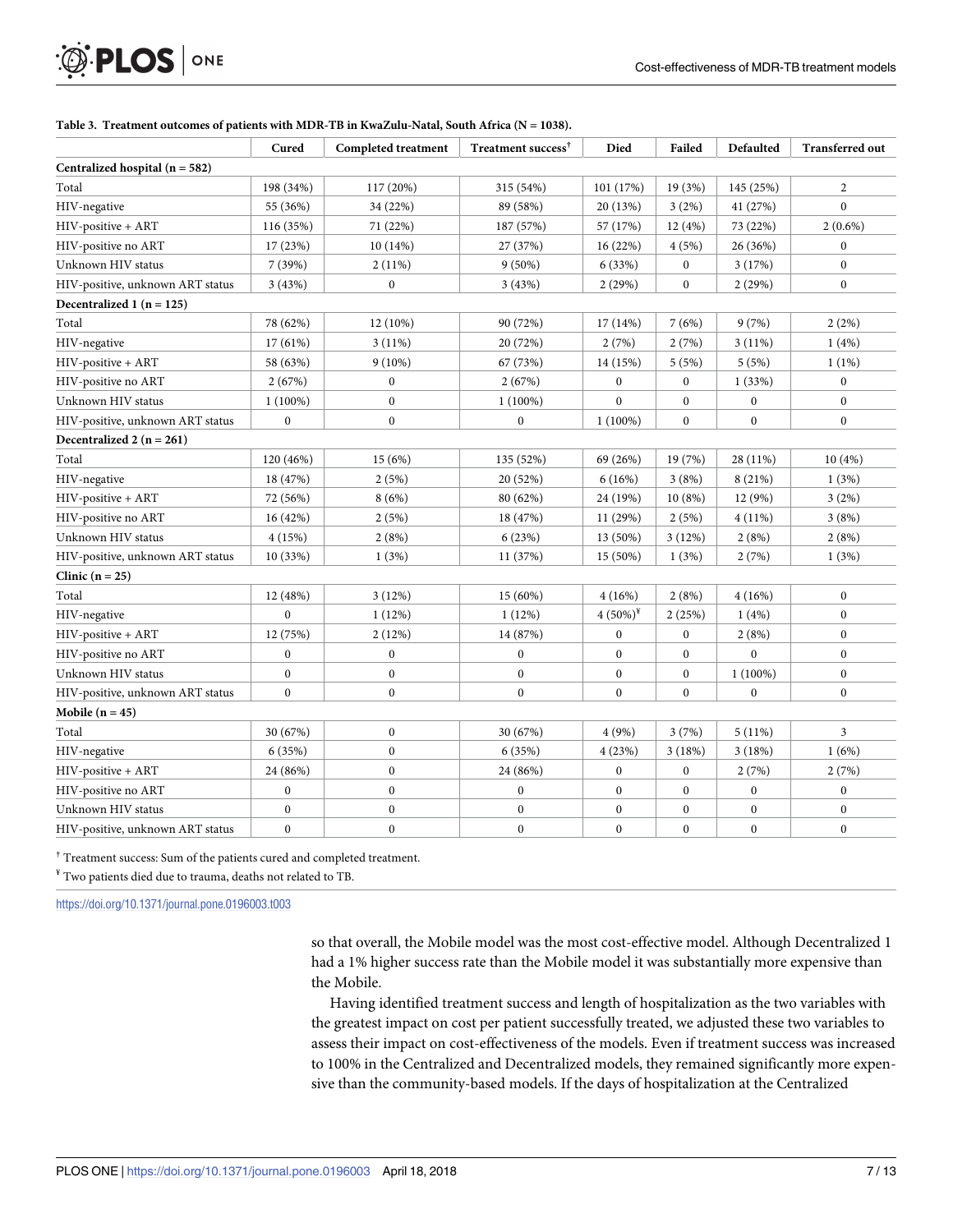**Table 3. Treatment outcomes of patients with MDR-TB in KwaZulu-Natal, South Africa (N = 1038).**

| | Cured | Completed treatment | Treatment success[†] | Died | Failed | Defaulted | Transferred out |
|---|---|---|---|---|---|---|---|
| **Centralized hospital (n = 582)** | | | | | | | |
| Total | 198 (34%) | 117 (20%) | 315 (54%) | 101 (17%) | 19 (3%) | 145 (25%) | 2 |
| HIV-negative | 55 (36%) | 34 (22%) | 89 (58%) | 20 (13%) | 3 (2%) | 41 (27%) | 0 |
| HIV-positive + ART | 116 (35%) | 71 (22%) | 187 (57%) | 57 (17%) | 12 (4%) | 73 (22%) | 2 (0.6%) |
| HIV-positive no ART | 17 (23%) | 10 (14%) | 27 (37%) | 16 (22%) | 4 (5%) | 26 (36%) | 0 |
| Unknown HIV status | 7 (39%) | 2 (11%) | 9 (50%) | 6 (33%) | 0 | 3 (17%) | 0 |
| HIV-positive, unknown ART status | 3 (43%) | 0 | 3 (43%) | 2 (29%) | 0 | 2 (29%) | 0 |
| **Decentralized 1 (n = 125)** | | | | | | | |
| Total | 78 (62%) | 12 (10%) | 90 (72%) | 17 (14%) | 7 (6%) | 9 (7%) | 2 (2%) |
| HIV-negative | 17 (61%) | 3 (11%) | 20 (72%) | 2 (7%) | 2 (7%) | 3 (11%) | 1 (4%) |
| HIV-positive + ART | 58 (63%) | 9 (10%) | 67 (73%) | 14 (15%) | 5 (5%) | 5 (5%) | 1 (1%) |
| HIV-positive no ART | 2 (67%) | 0 | 2 (67%) | 0 | 0 | 1 (33%) | 0 |
| Unknown HIV status | 1 (100%) | 0 | 1 (100%) | 0 | 0 | 0 | 0 |
| HIV-positive, unknown ART status | 0 | 0 | 0 | 1 (100%) | 0 | 0 | 0 |
| **Decentralized 2 (n = 261)** | | | | | | | |
| Total | 120 (46%) | 15 (6%) | 135 (52%) | 69 (26%) | 19 (7%) | 28 (11%) | 10 (4%) |
| HIV-negative | 18 (47%) | 2 (5%) | 20 (52%) | 6 (16%) | 3 (8%) | 8 (21%) | 1 (3%) |
| HIV-positive + ART | 72 (56%) | 8 (6%) | 80 (62%) | 24 (19%) | 10 (8%) | 12 (9%) | 3 (2%) |
| HIV-positive no ART | 16 (42%) | 2 (5%) | 18 (47%) | 11 (29%) | 2 (5%) | 4 (11%) | 3 (8%) |
| Unknown HIV status | 4 (15%) | 2 (8%) | 6 (23%) | 13 (50%) | 3 (12%) | 2 (8%) | 2 (8%) |
| HIV-positive, unknown ART status | 10 (33%) | 1 (3%) | 11 (37%) | 15 (50%) | 1 (3%) | 2 (7%) | 1 (3%) |
| **Clinic (n = 25)** | | | | | | | |
| Total | 12 (48%) | 3 (12%) | 15 (60%) | 4 (16%) | 2 (8%) | 4 (16%) | 0 |
| HIV-negative | 0 | 1 (12%) | 1 (12%) | 4 (50%)[¥] | 2 (25%) | 1 (4%) | 0 |
| HIV-positive + ART | 12 (75%) | 2 (12%) | 14 (87%) | 0 | 0 | 2 (8%) | 0 |
| HIV-positive no ART | 0 | 0 | 0 | 0 | 0 | 0 | 0 |
| Unknown HIV status | 0 | 0 | 0 | 0 | 0 | 1 (100%) | 0 |
| HIV-positive, unknown ART status | 0 | 0 | 0 | 0 | 0 | 0 | 0 |
| **Mobile (n = 45)** | | | | | | | |
| Total | 30 (67%) | 0 | 30 (67%) | 4 (9%) | 3 (7%) | 5 (11%) | 3 |
| HIV-negative | 6 (35%) | 0 | 6 (35%) | 4 (23%) | 3 (18%) | 3 (18%) | 1 (6%) |
| HIV-positive + ART | 24 (86%) | 0 | 24 (86%) | 0 | 0 | 2 (7%) | 2 (7%) |
| HIV-positive no ART | 0 | 0 | 0 | 0 | 0 | 0 | 0 |
| Unknown HIV status | 0 | 0 | 0 | 0 | 0 | 0 | 0 |
| HIV-positive, unknown ART status | 0 | 0 | 0 | 0 | 0 | 0 | 0 |

[†] Treatment success: Sum of the patients cured and completed treatment.

[¥] Two patients died due to trauma, deaths not related to TB.

https://doi.org/10.1371/journal.pone.0196003.t003

so that overall, the Mobile model was the most cost-effective model. Although Decentralized 1 had a 1% higher success rate than the Mobile model it was substantially more expensive than the Mobile.

Having identified treatment success and length of hospitalization as the two variables with the greatest impact on cost per patient successfully treated, we adjusted these two variables to assess their impact on cost-effectiveness of the models. Even if treatment success was increased to 100% in the Centralized and Decentralized models, they remained significantly more expensive than the community-based models. If the days of hospitalization at the Centralized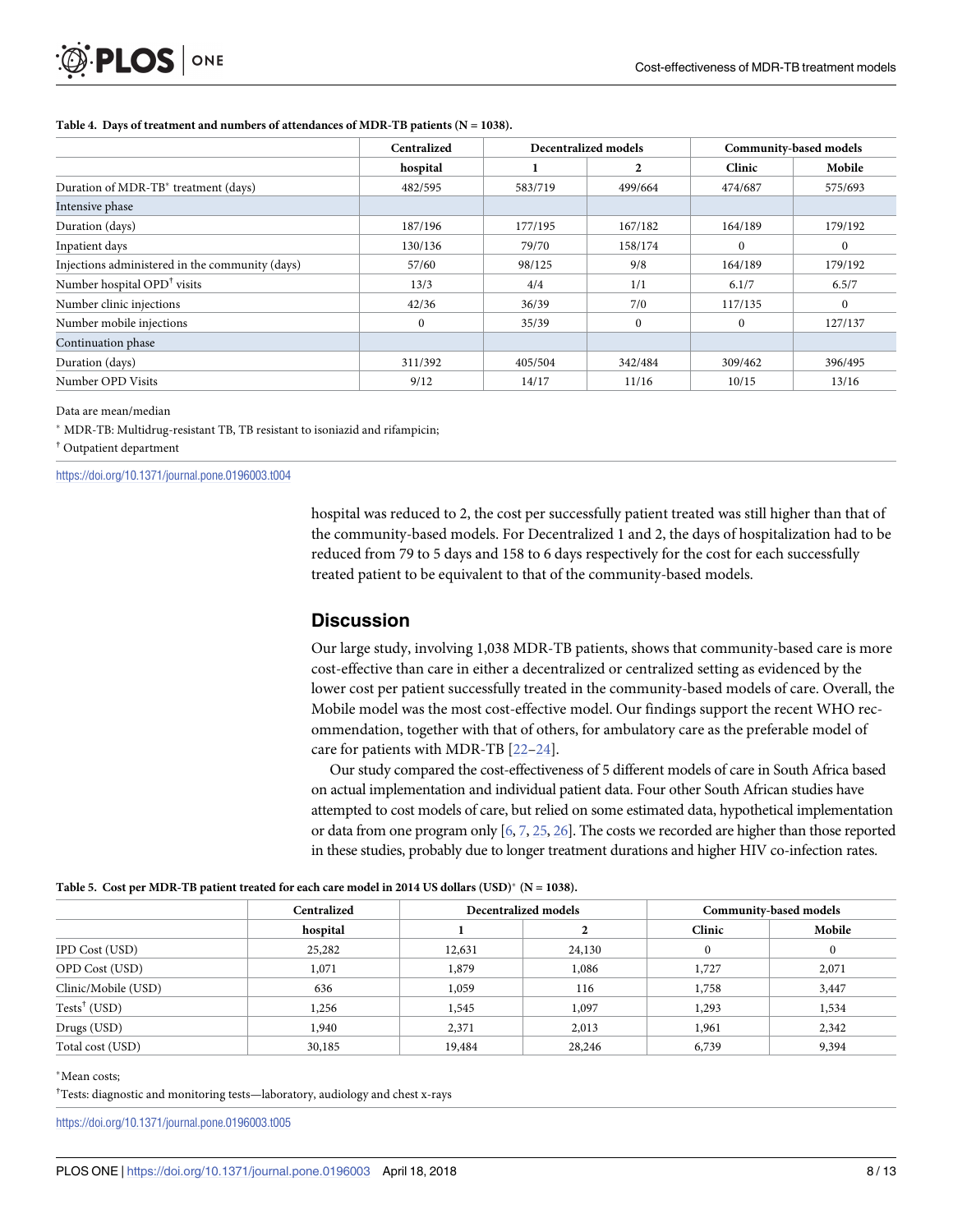**Table 4. Days of treatment and numbers of attendances of MDR-TB patients (N = 1038).**

| | Centralized | Decentralized models | | Community-based models | |
|---|---|---|---|---|---|
| | hospital | 1 | 2 | Clinic | Mobile |
| Duration of MDR-TB* treatment (days) | 482/595 | 583/719 | 499/664 | 474/687 | 575/693 |
| Intensive phase | | | | | |
| Duration (days) | 187/196 | 177/195 | 167/182 | 164/189 | 179/192 |
| Inpatient days | 130/136 | 79/70 | 158/174 | 0 | 0 |
| Injections administered in the community (days) | 57/60 | 98/125 | 9/8 | 164/189 | 179/192 |
| Number hospital OPD† visits | 13/3 | 4/4 | 1/1 | 6.1/7 | 6.5/7 |
| Number clinic injections | 42/36 | 36/39 | 7/0 | 117/135 | 0 |
| Number mobile injections | 0 | 35/39 | 0 | 0 | 127/137 |
| Continuation phase | | | | | |
| Duration (days) | 311/392 | 405/504 | 342/484 | 309/462 | 396/495 |
| Number OPD Visits | 9/12 | 14/17 | 11/16 | 10/15 | 13/16 |

Data are mean/median

* MDR-TB: Multidrug-resistant TB, TB resistant to isoniazid and rifampicin;

† Outpatient department

https://doi.org/10.1371/journal.pone.0196003.t004

hospital was reduced to 2, the cost per successfully patient treated was still higher than that of the community-based models. For Decentralized 1 and 2, the days of hospitalization had to be reduced from 79 to 5 days and 158 to 6 days respectively for the cost for each successfully treated patient to be equivalent to that of the community-based models.

## Discussion

Our large study, involving 1,038 MDR-TB patients, shows that community-based care is more cost-effective than care in either a decentralized or centralized setting as evidenced by the lower cost per patient successfully treated in the community-based models of care. Overall, the Mobile model was the most cost-effective model. Our findings support the recent WHO recommendation, together with that of others, for ambulatory care as the preferable model of care for patients with MDR-TB [22–24].

Our study compared the cost-effectiveness of 5 different models of care in South Africa based on actual implementation and individual patient data. Four other South African studies have attempted to cost models of care, but relied on some estimated data, hypothetical implementation or data from one program only [6, 7, 25, 26]. The costs we recorded are higher than those reported in these studies, probably due to longer treatment durations and higher HIV co-infection rates.

**Table 5. Cost per MDR-TB patient treated for each care model in 2014 US dollars (USD)* (N = 1038).**

| | Centralized | Decentralized models | | Community-based models | |
|---|---|---|---|---|---|
| | hospital | 1 | 2 | Clinic | Mobile |
| IPD Cost (USD) | 25,282 | 12,631 | 24,130 | 0 | 0 |
| OPD Cost (USD) | 1,071 | 1,879 | 1,086 | 1,727 | 2,071 |
| Clinic/Mobile (USD) | 636 | 1,059 | 116 | 1,758 | 3,447 |
| Tests† (USD) | 1,256 | 1,545 | 1,097 | 1,293 | 1,534 |
| Drugs (USD) | 1,940 | 2,371 | 2,013 | 1,961 | 2,342 |
| Total cost (USD) | 30,185 | 19,484 | 28,246 | 6,739 | 9,394 |

*Mean costs;

†Tests: diagnostic and monitoring tests—laboratory, audiology and chest x-rays

https://doi.org/10.1371/journal.pone.0196003.t005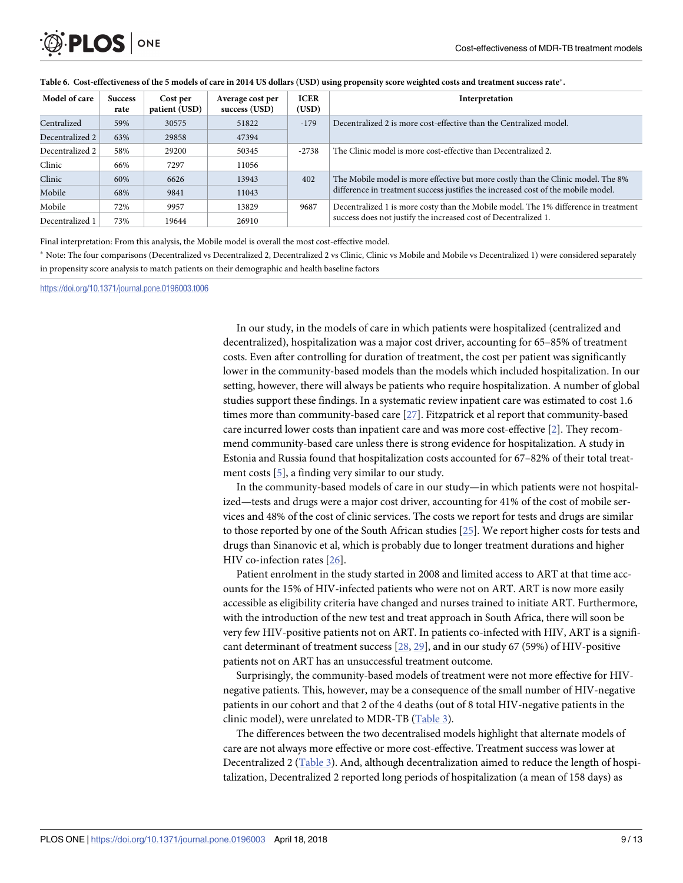**Table 6. Cost-effectiveness of the 5 models of care in 2014 US dollars (USD) using propensity score weighted costs and treatment success rate*.**

| Model of care | Success rate | Cost per patient (USD) | Average cost per success (USD) | ICER (USD) | Interpretation |
|---|---|---|---|---|---|
| Centralized | 59% | 30575 | 51822 | -179 | Decentralized 2 is more cost-effective than the Centralized model. |
| Decentralized 2 | 63% | 29858 | 47394 | | |
| Decentralized 2 | 58% | 29200 | 50345 | -2738 | The Clinic model is more cost-effective than Decentralized 2. |
| Clinic | 66% | 7297 | 11056 | | |
| Clinic | 60% | 6626 | 13943 | 402 | The Mobile model is more effective but more costly than the Clinic model. The 8% difference in treatment success justifies the increased cost of the mobile model. |
| Mobile | 68% | 9841 | 11043 | | |
| Mobile | 72% | 9957 | 13829 | 9687 | Decentralized 1 is more costy than the Mobile model. The 1% difference in treatment success does not justify the increased cost of Decentralized 1. |
| Decentralized 1 | 73% | 19644 | 26910 | | |

Final interpretation: From this analysis, the Mobile model is overall the most cost-effective model.

* Note: The four comparisons (Decentralized vs Decentralized 2, Decentralized 2 vs Clinic, Clinic vs Mobile and Mobile vs Decentralized 1) were considered separately in propensity score analysis to match patients on their demographic and health baseline factors

https://doi.org/10.1371/journal.pone.0196003.t006

In our study, in the models of care in which patients were hospitalized (centralized and decentralized), hospitalization was a major cost driver, accounting for 65–85% of treatment costs. Even after controlling for duration of treatment, the cost per patient was significantly lower in the community-based models than the models which included hospitalization. In our setting, however, there will always be patients who require hospitalization. A number of global studies support these findings. In a systematic review inpatient care was estimated to cost 1.6 times more than community-based care [27]. Fitzpatrick et al report that community-based care incurred lower costs than inpatient care and was more cost-effective [2]. They recommend community-based care unless there is strong evidence for hospitalization. A study in Estonia and Russia found that hospitalization costs accounted for 67–82% of their total treatment costs [5], a finding very similar to our study.

In the community-based models of care in our study—in which patients were not hospitalized—tests and drugs were a major cost driver, accounting for 41% of the cost of mobile services and 48% of the cost of clinic services. The costs we report for tests and drugs are similar to those reported by one of the South African studies [25]. We report higher costs for tests and drugs than Sinanovic et al, which is probably due to longer treatment durations and higher HIV co-infection rates [26].

Patient enrolment in the study started in 2008 and limited access to ART at that time accounts for the 15% of HIV-infected patients who were not on ART. ART is now more easily accessible as eligibility criteria have changed and nurses trained to initiate ART. Furthermore, with the introduction of the new test and treat approach in South Africa, there will soon be very few HIV-positive patients not on ART. In patients co-infected with HIV, ART is a significant determinant of treatment success [28, 29], and in our study 67 (59%) of HIV-positive patients not on ART has an unsuccessful treatment outcome.

Surprisingly, the community-based models of treatment were not more effective for HIV-negative patients. This, however, may be a consequence of the small number of HIV-negative patients in our cohort and that 2 of the 4 deaths (out of 8 total HIV-negative patients in the clinic model), were unrelated to MDR-TB (Table 3).

The differences between the two decentralised models highlight that alternate models of care are not always more effective or more cost-effective. Treatment success was lower at Decentralized 2 (Table 3). And, although decentralization aimed to reduce the length of hospitalization, Decentralized 2 reported long periods of hospitalization (a mean of 158 days) as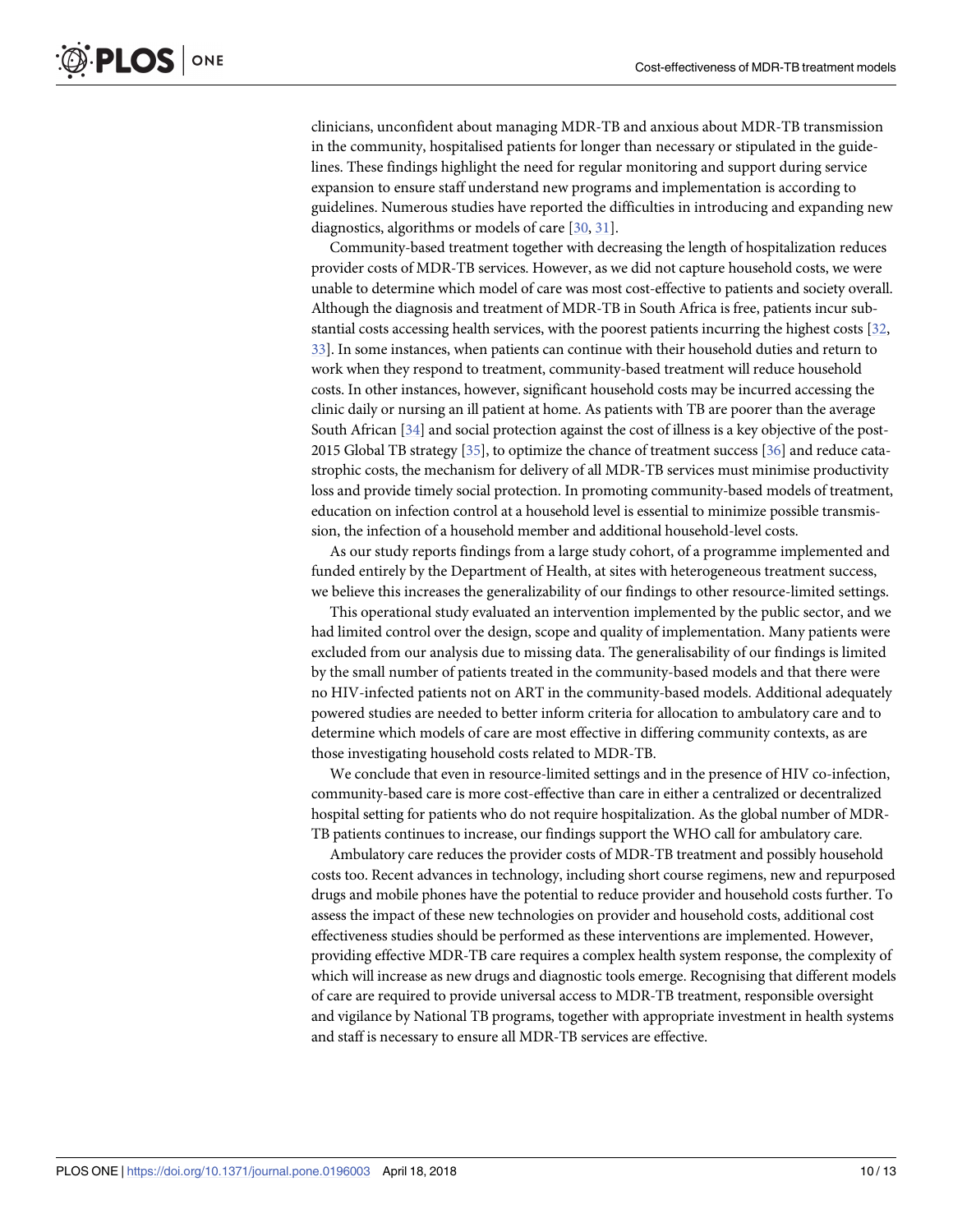clinicians, unconfident about managing MDR-TB and anxious about MDR-TB transmission in the community, hospitalised patients for longer than necessary or stipulated in the guidelines. These findings highlight the need for regular monitoring and support during service expansion to ensure staff understand new programs and implementation is according to guidelines. Numerous studies have reported the difficulties in introducing and expanding new diagnostics, algorithms or models of care [30, 31].

Community-based treatment together with decreasing the length of hospitalization reduces provider costs of MDR-TB services. However, as we did not capture household costs, we were unable to determine which model of care was most cost-effective to patients and society overall. Although the diagnosis and treatment of MDR-TB in South Africa is free, patients incur substantial costs accessing health services, with the poorest patients incurring the highest costs [32, 33]. In some instances, when patients can continue with their household duties and return to work when they respond to treatment, community-based treatment will reduce household costs. In other instances, however, significant household costs may be incurred accessing the clinic daily or nursing an ill patient at home. As patients with TB are poorer than the average South African [34] and social protection against the cost of illness is a key objective of the post-2015 Global TB strategy [35], to optimize the chance of treatment success [36] and reduce catastrophic costs, the mechanism for delivery of all MDR-TB services must minimise productivity loss and provide timely social protection. In promoting community-based models of treatment, education on infection control at a household level is essential to minimize possible transmission, the infection of a household member and additional household-level costs.

As our study reports findings from a large study cohort, of a programme implemented and funded entirely by the Department of Health, at sites with heterogeneous treatment success, we believe this increases the generalizability of our findings to other resource-limited settings.

This operational study evaluated an intervention implemented by the public sector, and we had limited control over the design, scope and quality of implementation. Many patients were excluded from our analysis due to missing data. The generalisability of our findings is limited by the small number of patients treated in the community-based models and that there were no HIV-infected patients not on ART in the community-based models. Additional adequately powered studies are needed to better inform criteria for allocation to ambulatory care and to determine which models of care are most effective in differing community contexts, as are those investigating household costs related to MDR-TB.

We conclude that even in resource-limited settings and in the presence of HIV co-infection, community-based care is more cost-effective than care in either a centralized or decentralized hospital setting for patients who do not require hospitalization. As the global number of MDR-TB patients continues to increase, our findings support the WHO call for ambulatory care.

Ambulatory care reduces the provider costs of MDR-TB treatment and possibly household costs too. Recent advances in technology, including short course regimens, new and repurposed drugs and mobile phones have the potential to reduce provider and household costs further. To assess the impact of these new technologies on provider and household costs, additional cost effectiveness studies should be performed as these interventions are implemented. However, providing effective MDR-TB care requires a complex health system response, the complexity of which will increase as new drugs and diagnostic tools emerge. Recognising that different models of care are required to provide universal access to MDR-TB treatment, responsible oversight and vigilance by National TB programs, together with appropriate investment in health systems and staff is necessary to ensure all MDR-TB services are effective.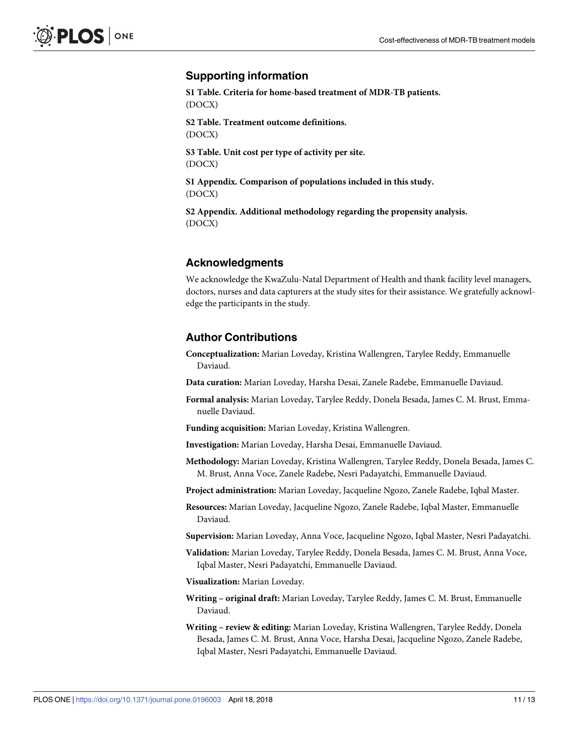## Supporting information

**S1 Table. Criteria for home-based treatment of MDR-TB patients.**
(DOCX)

**S2 Table. Treatment outcome definitions.**
(DOCX)

**S3 Table. Unit cost per type of activity per site.**
(DOCX)

**S1 Appendix. Comparison of populations included in this study.**
(DOCX)

**S2 Appendix. Additional methodology regarding the propensity analysis.**
(DOCX)

## Acknowledgments

We acknowledge the KwaZulu-Natal Department of Health and thank facility level managers, doctors, nurses and data capturers at the study sites for their assistance. We gratefully acknowledge the participants in the study.

## Author Contributions

**Conceptualization:** Marian Loveday, Kristina Wallengren, Tarylee Reddy, Emmanuelle Daviaud.

**Data curation:** Marian Loveday, Harsha Desai, Zanele Radebe, Emmanuelle Daviaud.

**Formal analysis:** Marian Loveday, Tarylee Reddy, Donela Besada, James C. M. Brust, Emmanuelle Daviaud.

**Funding acquisition:** Marian Loveday, Kristina Wallengren.

**Investigation:** Marian Loveday, Harsha Desai, Emmanuelle Daviaud.

**Methodology:** Marian Loveday, Kristina Wallengren, Tarylee Reddy, Donela Besada, James C. M. Brust, Anna Voce, Zanele Radebe, Nesri Padayatchi, Emmanuelle Daviaud.

**Project administration:** Marian Loveday, Jacqueline Ngozo, Zanele Radebe, Iqbal Master.

**Resources:** Marian Loveday, Jacqueline Ngozo, Zanele Radebe, Iqbal Master, Emmanuelle Daviaud.

**Supervision:** Marian Loveday, Anna Voce, Jacqueline Ngozo, Iqbal Master, Nesri Padayatchi.

**Validation:** Marian Loveday, Tarylee Reddy, Donela Besada, James C. M. Brust, Anna Voce, Iqbal Master, Nesri Padayatchi, Emmanuelle Daviaud.

**Visualization:** Marian Loveday.

**Writing – original draft:** Marian Loveday, Tarylee Reddy, James C. M. Brust, Emmanuelle Daviaud.

**Writing – review & editing:** Marian Loveday, Kristina Wallengren, Tarylee Reddy, Donela Besada, James C. M. Brust, Anna Voce, Harsha Desai, Jacqueline Ngozo, Zanele Radebe, Iqbal Master, Nesri Padayatchi, Emmanuelle Daviaud.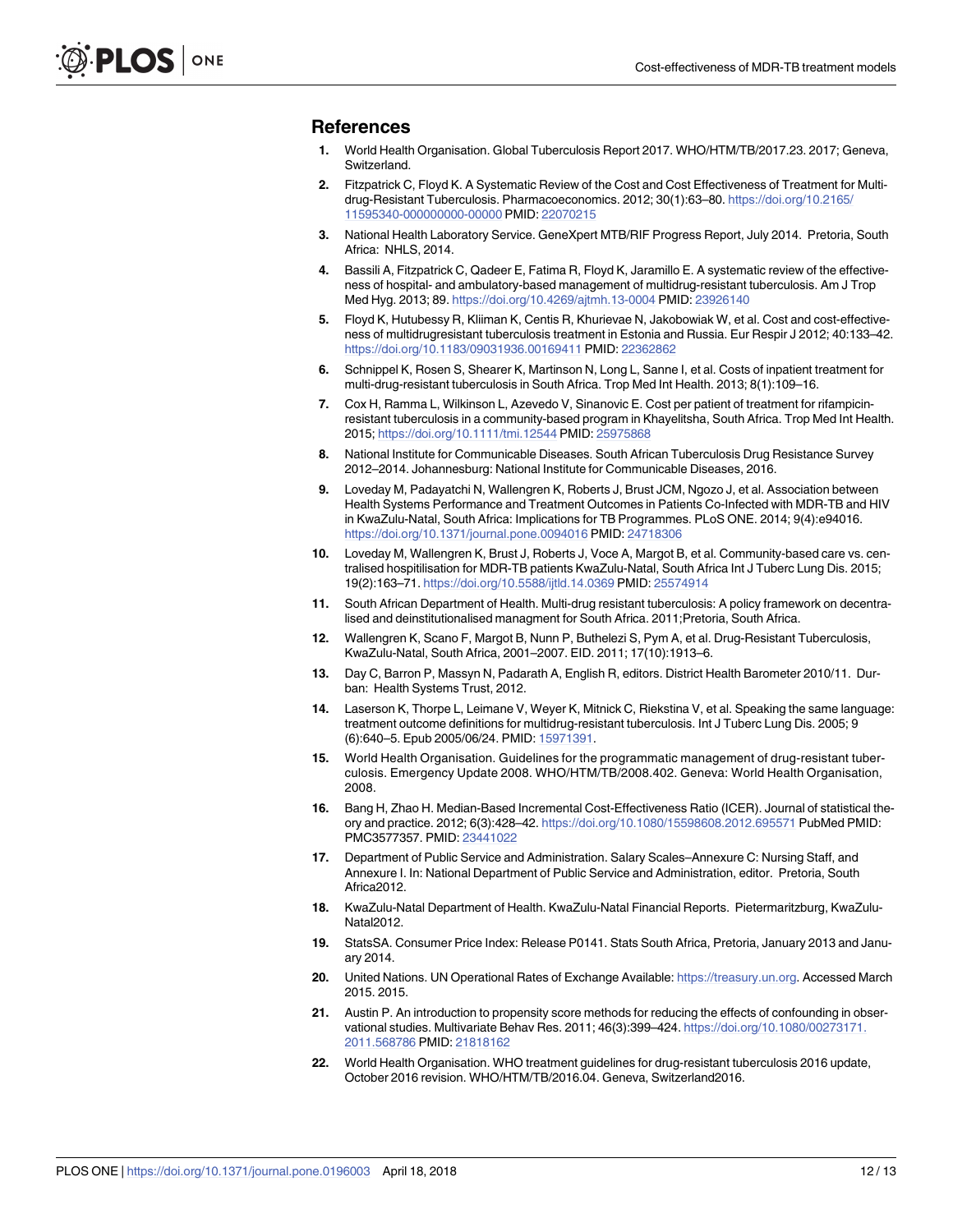## References

1. World Health Organisation. Global Tuberculosis Report 2017. WHO/HTM/TB/2017.23. 2017; Geneva, Switzerland.
2. Fitzpatrick C, Floyd K. A Systematic Review of the Cost and Cost Effectiveness of Treatment for Multi-drug-Resistant Tuberculosis. Pharmacoeconomics. 2012; 30(1):63–80. https://doi.org/10.2165/11595340-000000000-00000 PMID: 22070215
3. National Health Laboratory Service. GeneXpert MTB/RIF Progress Report, July 2014. Pretoria, South Africa: NHLS, 2014.
4. Bassili A, Fitzpatrick C, Qadeer E, Fatima R, Floyd K, Jaramillo E. A systematic review of the effectiveness of hospital- and ambulatory-based management of multidrug-resistant tuberculosis. Am J Trop Med Hyg. 2013; 89. https://doi.org/10.4269/ajtmh.13-0004 PMID: 23926140
5. Floyd K, Hutubessy R, Kliiman K, Centis R, Khurievae N, Jakobowiak W, et al. Cost and cost-effectiveness of multidrugresistant tuberculosis treatment in Estonia and Russia. Eur Respir J 2012; 40:133–42. https://doi.org/10.1183/09031936.00169411 PMID: 22362862
6. Schnippel K, Rosen S, Shearer K, Martinson N, Long L, Sanne I, et al. Costs of inpatient treatment for multi-drug-resistant tuberculosis in South Africa. Trop Med Int Health. 2013; 8(1):109–16.
7. Cox H, Ramma L, Wilkinson L, Azevedo V, Sinanovic E. Cost per patient of treatment for rifampicin-resistant tuberculosis in a community-based program in Khayelitsha, South Africa. Trop Med Int Health. 2015; https://doi.org/10.1111/tmi.12544 PMID: 25975868
8. National Institute for Communicable Diseases. South African Tuberculosis Drug Resistance Survey 2012–2014. Johannesburg: National Institute for Communicable Diseases, 2016.
9. Loveday M, Padayatchi N, Wallengren K, Roberts J, Brust JCM, Ngozo J, et al. Association between Health Systems Performance and Treatment Outcomes in Patients Co-Infected with MDR-TB and HIV in KwaZulu-Natal, South Africa: Implications for TB Programmes. PLoS ONE. 2014; 9(4):e94016. https://doi.org/10.1371/journal.pone.0094016 PMID: 24718306
10. Loveday M, Wallengren K, Brust J, Roberts J, Voce A, Margot B, et al. Community-based care vs. centralised hospitilisation for MDR-TB patients KwaZulu-Natal, South Africa Int J Tuberc Lung Dis. 2015; 19(2):163–71. https://doi.org/10.5588/ijtld.14.0369 PMID: 25574914
11. South African Department of Health. Multi-drug resistant tuberculosis: A policy framework on decentralised and deinstitutionalised managment for South Africa. 2011;Pretoria, South Africa.
12. Wallengren K, Scano F, Margot B, Nunn P, Buthelezi S, Pym A, et al. Drug-Resistant Tuberculosis, KwaZulu-Natal, South Africa, 2001–2007. EID. 2011; 17(10):1913–6.
13. Day C, Barron P, Massyn N, Padarath A, English R, editors. District Health Barometer 2010/11. Durban: Health Systems Trust, 2012.
14. Laserson K, Thorpe L, Leimane V, Weyer K, Mitnick C, Riekstina V, et al. Speaking the same language: treatment outcome definitions for multidrug-resistant tuberculosis. Int J Tuberc Lung Dis. 2005; 9 (6):640–5. Epub 2005/06/24. PMID: 15971391.
15. World Health Organisation. Guidelines for the programmatic management of drug-resistant tuberculosis. Emergency Update 2008. WHO/HTM/TB/2008.402. Geneva: World Health Organisation, 2008.
16. Bang H, Zhao H. Median-Based Incremental Cost-Effectiveness Ratio (ICER). Journal of statistical theory and practice. 2012; 6(3):428–42. https://doi.org/10.1080/15598608.2012.695571 PubMed PMID: PMC3577357. PMID: 23441022
17. Department of Public Service and Administration. Salary Scales–Annexure C: Nursing Staff, and Annexure I. In: National Department of Public Service and Administration, editor. Pretoria, South Africa2012.
18. KwaZulu-Natal Department of Health. KwaZulu-Natal Financial Reports. Pietermaritzburg, KwaZulu-Natal2012.
19. StatsSA. Consumer Price Index: Release P0141. Stats South Africa, Pretoria, January 2013 and January 2014.
20. United Nations. UN Operational Rates of Exchange Available: https://treasury.un.org. Accessed March 2015. 2015.
21. Austin P. An introduction to propensity score methods for reducing the effects of confounding in observational studies. Multivariate Behav Res. 2011; 46(3):399–424. https://doi.org/10.1080/00273171.2011.568786 PMID: 21818162
22. World Health Organisation. WHO treatment guidelines for drug-resistant tuberculosis 2016 update, October 2016 revision. WHO/HTM/TB/2016.04. Geneva, Switzerland2016.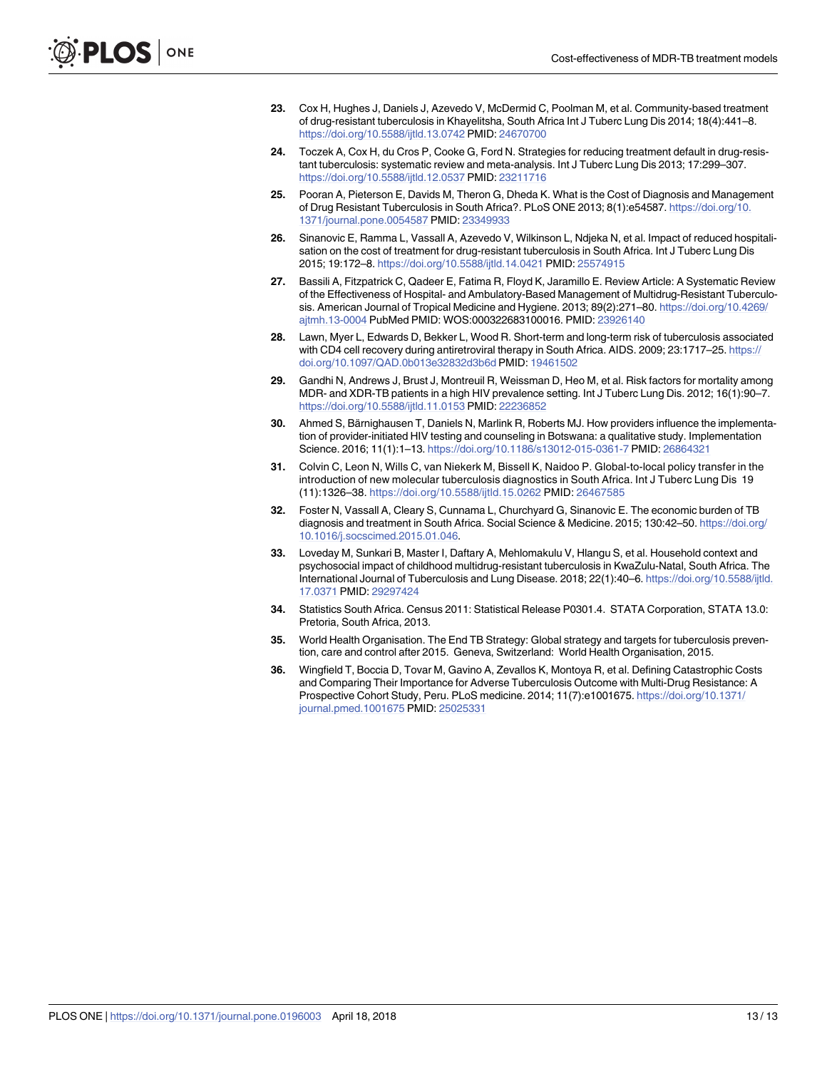23. Cox H, Hughes J, Daniels J, Azevedo V, McDermid C, Poolman M, et al. Community-based treatment of drug-resistant tuberculosis in Khayelitsha, South Africa Int J Tuberc Lung Dis 2014; 18(4):441–8. https://doi.org/10.5588/ijtld.13.0742 PMID: 24670700

24. Toczek A, Cox H, du Cros P, Cooke G, Ford N. Strategies for reducing treatment default in drug-resistant tuberculosis: systematic review and meta-analysis. Int J Tuberc Lung Dis 2013; 17:299–307. https://doi.org/10.5588/ijtld.12.0537 PMID: 23211716

25. Pooran A, Pieterson E, Davids M, Theron G, Dheda K. What is the Cost of Diagnosis and Management of Drug Resistant Tuberculosis in South Africa?. PLoS ONE 2013; 8(1):e54587. https://doi.org/10.1371/journal.pone.0054587 PMID: 23349933

26. Sinanovic E, Ramma L, Vassall A, Azevedo V, Wilkinson L, Ndjeka N, et al. Impact of reduced hospitalisation on the cost of treatment for drug-resistant tuberculosis in South Africa. Int J Tuberc Lung Dis 2015; 19:172–8. https://doi.org/10.5588/ijtld.14.0421 PMID: 25574915

27. Bassili A, Fitzpatrick C, Qadeer E, Fatima R, Floyd K, Jaramillo E. Review Article: A Systematic Review of the Effectiveness of Hospital- and Ambulatory-Based Management of Multidrug-Resistant Tuberculosis. American Journal of Tropical Medicine and Hygiene. 2013; 89(2):271–80. https://doi.org/10.4269/ajtmh.13-0004 PubMed PMID: WOS:000322683100016. PMID: 23926140

28. Lawn, Myer L, Edwards D, Bekker L, Wood R. Short-term and long-term risk of tuberculosis associated with CD4 cell recovery during antiretroviral therapy in South Africa. AIDS. 2009; 23:1717–25. https://doi.org/10.1097/QAD.0b013e32832d3b6d PMID: 19461502

29. Gandhi N, Andrews J, Brust J, Montreuil R, Weissman D, Heo M, et al. Risk factors for mortality among MDR- and XDR-TB patients in a high HIV prevalence setting. Int J Tuberc Lung Dis. 2012; 16(1):90–7. https://doi.org/10.5588/ijtld.11.0153 PMID: 22236852

30. Ahmed S, Bärnighausen T, Daniels N, Marlink R, Roberts MJ. How providers influence the implementation of provider-initiated HIV testing and counseling in Botswana: a qualitative study. Implementation Science. 2016; 11(1):1–13. https://doi.org/10.1186/s13012-015-0361-7 PMID: 26864321

31. Colvin C, Leon N, Wills C, van Niekerk M, Bissell K, Naidoo P. Global-to-local policy transfer in the introduction of new molecular tuberculosis diagnostics in South Africa. Int J Tuberc Lung Dis 19 (11):1326–38. https://doi.org/10.5588/ijtld.15.0262 PMID: 26467585

32. Foster N, Vassall A, Cleary S, Cunnama L, Churchyard G, Sinanovic E. The economic burden of TB diagnosis and treatment in South Africa. Social Science & Medicine. 2015; 130:42–50. https://doi.org/10.1016/j.socscimed.2015.01.046.

33. Loveday M, Sunkari B, Master I, Daftary A, Mehlomakulu V, Hlangu S, et al. Household context and psychosocial impact of childhood multidrug-resistant tuberculosis in KwaZulu-Natal, South Africa. The International Journal of Tuberculosis and Lung Disease. 2018; 22(1):40–6. https://doi.org/10.5588/ijtld.17.0371 PMID: 29297424

34. Statistics South Africa. Census 2011: Statistical Release P0301.4. STATA Corporation, STATA 13.0: Pretoria, South Africa, 2013.

35. World Health Organisation. The End TB Strategy: Global strategy and targets for tuberculosis prevention, care and control after 2015. Geneva, Switzerland: World Health Organisation, 2015.

36. Wingfield T, Boccia D, Tovar M, Gavino A, Zevallos K, Montoya R, et al. Defining Catastrophic Costs and Comparing Their Importance for Adverse Tuberculosis Outcome with Multi-Drug Resistance: A Prospective Cohort Study, Peru. PLoS medicine. 2014; 11(7):e1001675. https://doi.org/10.1371/journal.pmed.1001675 PMID: 25025331